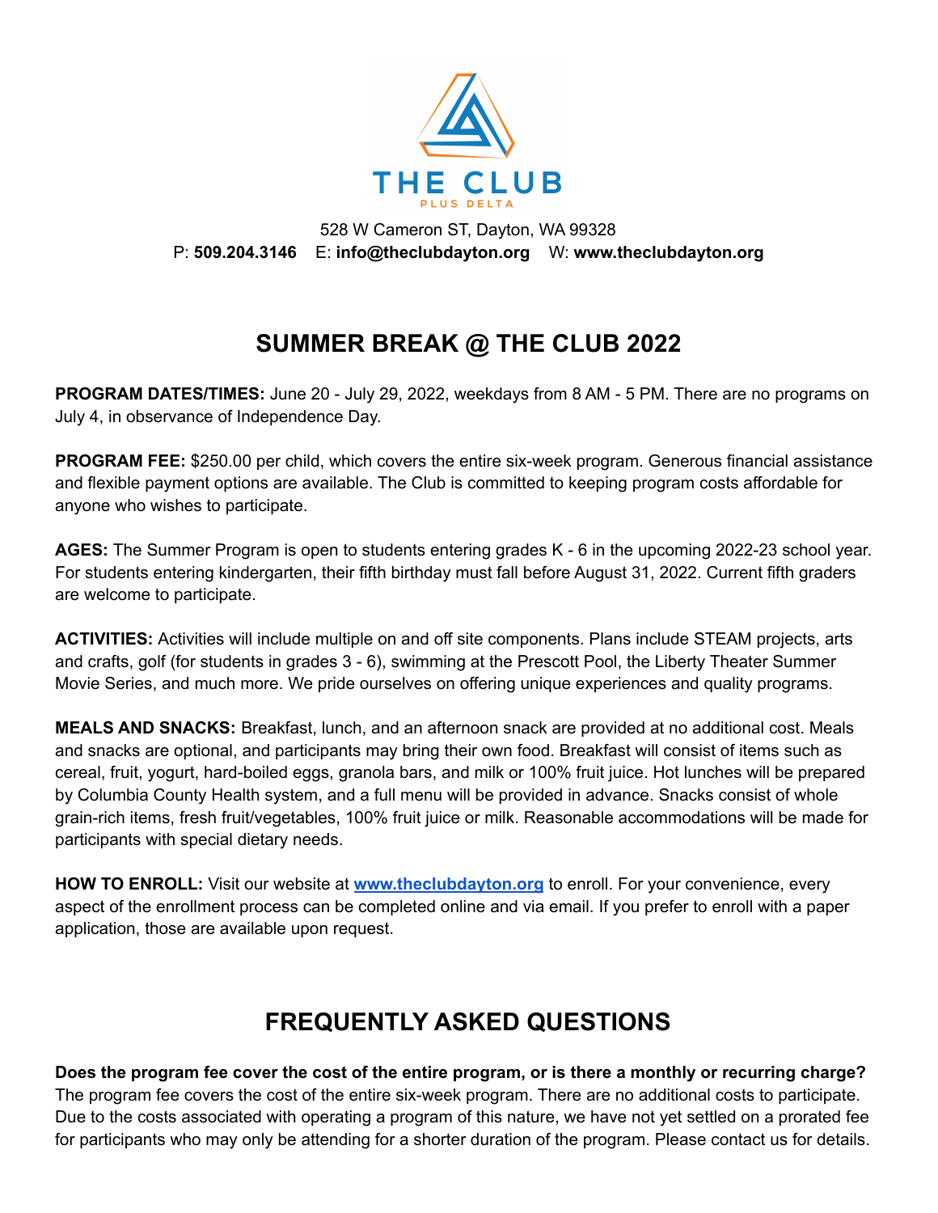THE CLUB

PLUS DELTA

528 W Cameron ST, Dayton, WA 99328

P: **509.204.3146** E: **info@theclubdayton.org** W: **www.theclubdayton.org**

## SUMMER BREAK @ THE CLUB 2022

**PROGRAM DATES/TIMES:** June 20 - July 29, 2022, weekdays from 8 AM - 5 PM. There are no programs on July 4, in observance of Independence Day.

**PROGRAM FEE:** $250.00 per child, which covers the entire six-week program. Generous financial assistance and flexible payment options are available. The Club is committed to keeping program costs affordable for anyone who wishes to participate.

**AGES:** The Summer Program is open to students entering grades K - 6 in the upcoming 2022-23 school year. For students entering kindergarten, their fifth birthday must fall before August 31, 2022. Current fifth graders are welcome to participate.

**ACTIVITIES:** Activities will include multiple on and off site components. Plans include STEAM projects, arts and crafts, golf (for students in grades 3 - 6), swimming at the Prescott Pool, the Liberty Theater Summer Movie Series, and much more. We pride ourselves on offering unique experiences and quality programs.

**MEALS AND SNACKS:** Breakfast, lunch, and an afternoon snack are provided at no additional cost. Meals and snacks are optional, and participants may bring their own food. Breakfast will consist of items such as cereal, fruit, yogurt, hard-boiled eggs, granola bars, and milk or 100% fruit juice. Hot lunches will be prepared by Columbia County Health system, and a full menu will be provided in advance. Snacks consist of whole grain-rich items, fresh fruit/vegetables, 100% fruit juice or milk. Reasonable accommodations will be made for participants with special dietary needs.

**HOW TO ENROLL:** Visit our website at **[www.theclubdayton.org](http://www.theclubdayton.org)** to enroll. For your convenience, every aspect of the enrollment process can be completed online and via email. If you prefer to enroll with a paper application, those are available upon request.

## FREQUENTLY ASKED QUESTIONS

**Does the program fee cover the cost of the entire program, or is there a monthly or recurring charge?**
The program fee covers the cost of the entire six-week program. There are no additional costs to participate. Due to the costs associated with operating a program of this nature, we have not yet settled on a prorated fee for participants who may only be attending for a shorter duration of the program. Please contact us for details.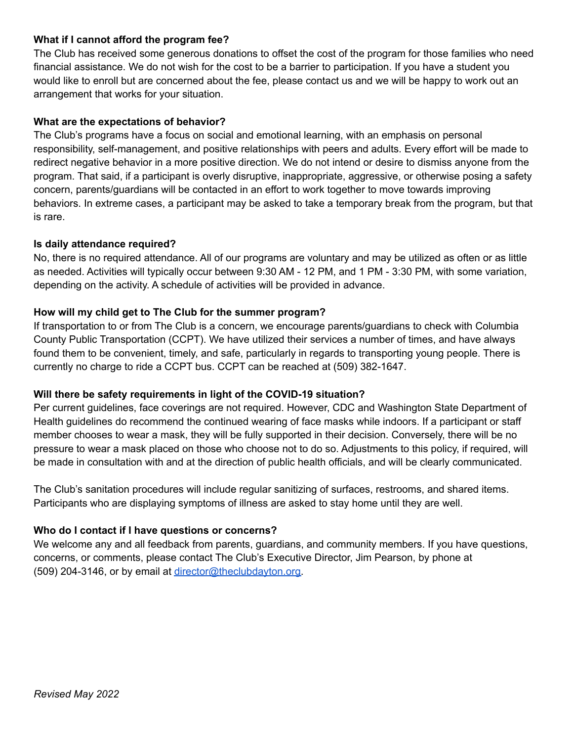**What if I cannot afford the program fee?**

The Club has received some generous donations to offset the cost of the program for those families who need financial assistance. We do not wish for the cost to be a barrier to participation. If you have a student you would like to enroll but are concerned about the fee, please contact us and we will be happy to work out an arrangement that works for your situation.

**What are the expectations of behavior?**

The Club's programs have a focus on social and emotional learning, with an emphasis on personal responsibility, self-management, and positive relationships with peers and adults. Every effort will be made to redirect negative behavior in a more positive direction. We do not intend or desire to dismiss anyone from the program. That said, if a participant is overly disruptive, inappropriate, aggressive, or otherwise posing a safety concern, parents/guardians will be contacted in an effort to work together to move towards improving behaviors. In extreme cases, a participant may be asked to take a temporary break from the program, but that is rare.

**Is daily attendance required?**

No, there is no required attendance. All of our programs are voluntary and may be utilized as often or as little as needed. Activities will typically occur between 9:30 AM - 12 PM, and 1 PM - 3:30 PM, with some variation, depending on the activity. A schedule of activities will be provided in advance.

**How will my child get to The Club for the summer program?**

If transportation to or from The Club is a concern, we encourage parents/guardians to check with Columbia County Public Transportation (CCPT). We have utilized their services a number of times, and have always found them to be convenient, timely, and safe, particularly in regards to transporting young people. There is currently no charge to ride a CCPT bus. CCPT can be reached at (509) 382-1647.

**Will there be safety requirements in light of the COVID-19 situation?**

Per current guidelines, face coverings are not required. However, CDC and Washington State Department of Health guidelines do recommend the continued wearing of face masks while indoors. If a participant or staff member chooses to wear a mask, they will be fully supported in their decision. Conversely, there will be no pressure to wear a mask placed on those who choose not to do so. Adjustments to this policy, if required, will be made in consultation with and at the direction of public health officials, and will be clearly communicated.

The Club's sanitation procedures will include regular sanitizing of surfaces, restrooms, and shared items. Participants who are displaying symptoms of illness are asked to stay home until they are well.

**Who do I contact if I have questions or concerns?**

We welcome any and all feedback from parents, guardians, and community members. If you have questions, concerns, or comments, please contact The Club's Executive Director, Jim Pearson, by phone at (509) 204-3146, or by email at director@theclubdayton.org.

*Revised May 2022*